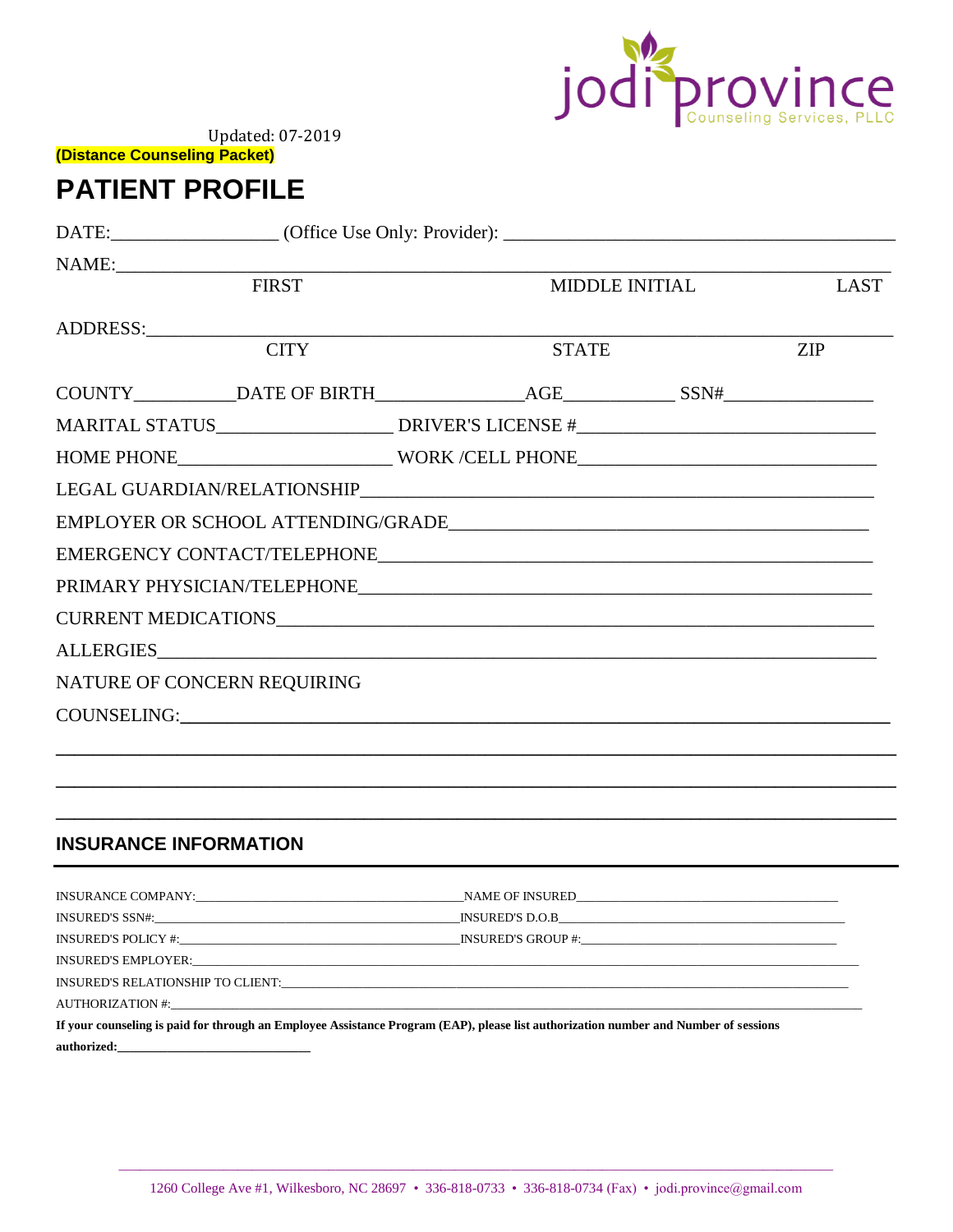jodi province
Counseling Services, PLLC

Updated: 07-2019

**(Distance Counseling Packet)**

# PATIENT PROFILE

DATE:\_\_\_\_\_\_\_\_\_\_\_\_\_\_\_\_\_\_ (Office Use Only: Provider): \_\_\_\_\_\_\_\_\_\_\_\_\_\_\_\_\_\_\_\_\_\_\_\_\_\_\_\_\_\_\_\_\_\_\_\_\_\_\_\_

NAME:\_\_\_\_\_\_\_\_\_\_\_\_\_\_\_\_\_\_\_\_\_\_\_\_\_\_\_\_\_\_\_\_\_\_\_\_\_\_\_\_\_\_\_\_\_\_\_\_\_\_\_\_\_\_\_\_\_\_\_\_\_\_\_\_\_\_\_\_\_\_\_\_\_\_\_\_\_\_\_\_
FIRST MIDDLE INITIAL LAST

ADDRESS:\_\_\_\_\_\_\_\_\_\_\_\_\_\_\_\_\_\_\_\_\_\_\_\_\_\_\_\_\_\_\_\_\_\_\_\_\_\_\_\_\_\_\_\_\_\_\_\_\_\_\_\_\_\_\_\_\_\_\_\_\_\_\_\_\_\_\_\_\_\_\_\_\_\_\_
CITY STATE ZIP

COUNTY\_\_\_\_\_\_\_\_\_\_\_DATE OF BIRTH\_\_\_\_\_\_\_\_\_\_\_\_\_\_\_\_AGE\_\_\_\_\_\_\_\_\_\_\_\_ SSN#\_\_\_\_\_\_\_\_\_\_\_\_\_\_\_\_

MARITAL STATUS\_\_\_\_\_\_\_\_\_\_\_\_\_\_\_\_\_\_\_ DRIVER'S LICENSE #\_\_\_\_\_\_\_\_\_\_\_\_\_\_\_\_\_\_\_\_\_\_\_\_\_\_\_\_\_\_\_\_

HOME PHONE\_\_\_\_\_\_\_\_\_\_\_\_\_\_\_\_\_\_\_\_\_\_\_ WORK /CELL PHONE\_\_\_\_\_\_\_\_\_\_\_\_\_\_\_\_\_\_\_\_\_\_\_\_\_\_\_\_\_\_\_\_

LEGAL GUARDIAN/RELATIONSHIP\_\_\_\_\_\_\_\_\_\_\_\_\_\_\_\_\_\_\_\_\_\_\_\_\_\_\_\_\_\_\_\_\_\_\_\_\_\_\_\_\_\_\_\_\_\_\_\_\_\_\_\_\_\_\_\_

EMPLOYER OR SCHOOL ATTENDING/GRADE\_\_\_\_\_\_\_\_\_\_\_\_\_\_\_\_\_\_\_\_\_\_\_\_\_\_\_\_\_\_\_\_\_\_\_\_\_\_\_\_\_\_\_\_\_\_\_

EMERGENCY CONTACT/TELEPHONE\_\_\_\_\_\_\_\_\_\_\_\_\_\_\_\_\_\_\_\_\_\_\_\_\_\_\_\_\_\_\_\_\_\_\_\_\_\_\_\_\_\_\_\_\_\_\_\_\_\_\_\_\_

PRIMARY PHYSICIAN/TELEPHONE\_\_\_\_\_\_\_\_\_\_\_\_\_\_\_\_\_\_\_\_\_\_\_\_\_\_\_\_\_\_\_\_\_\_\_\_\_\_\_\_\_\_\_\_\_\_\_\_\_\_\_\_\_\_

CURRENT MEDICATIONS\_\_\_\_\_\_\_\_\_\_\_\_\_\_\_\_\_\_\_\_\_\_\_\_\_\_\_\_\_\_\_\_\_\_\_\_\_\_\_\_\_\_\_\_\_\_\_\_\_\_\_\_\_\_\_\_\_\_\_\_\_\_

ALLERGIES\_\_\_\_\_\_\_\_\_\_\_\_\_\_\_\_\_\_\_\_\_\_\_\_\_\_\_\_\_\_\_\_\_\_\_\_\_\_\_\_\_\_\_\_\_\_\_\_\_\_\_\_\_\_\_\_\_\_\_\_\_\_\_\_\_\_\_\_\_\_\_\_\_

NATURE OF CONCERN REQUIRING

COUNSELING:\_\_\_\_\_\_\_\_\_\_\_\_\_\_\_\_\_\_\_\_\_\_\_\_\_\_\_\_\_\_\_\_\_\_\_\_\_\_\_\_\_\_\_\_\_\_\_\_\_\_\_\_\_\_\_\_\_\_\_\_\_\_\_\_\_\_\_\_\_\_\_

\_\_\_\_\_\_\_\_\_\_\_\_\_\_\_\_\_\_\_\_\_\_\_\_\_\_\_\_\_\_\_\_\_\_\_\_\_\_\_\_\_\_\_\_\_\_\_\_\_\_\_\_\_\_\_\_\_\_\_\_\_\_\_\_\_\_\_\_\_\_\_\_\_\_\_\_\_\_\_\_\_\_\_\_

\_\_\_\_\_\_\_\_\_\_\_\_\_\_\_\_\_\_\_\_\_\_\_\_\_\_\_\_\_\_\_\_\_\_\_\_\_\_\_\_\_\_\_\_\_\_\_\_\_\_\_\_\_\_\_\_\_\_\_\_\_\_\_\_\_\_\_\_\_\_\_\_\_\_\_\_\_\_\_\_\_\_\_\_

\_\_\_\_\_\_\_\_\_\_\_\_\_\_\_\_\_\_\_\_\_\_\_\_\_\_\_\_\_\_\_\_\_\_\_\_\_\_\_\_\_\_\_\_\_\_\_\_\_\_\_\_\_\_\_\_\_\_\_\_\_\_\_\_\_\_\_\_\_\_\_\_\_\_\_\_\_\_\_\_\_\_\_\_

## INSURANCE INFORMATION

INSURANCE COMPANY:\_\_\_\_\_\_\_\_\_\_\_\_\_\_\_\_\_\_\_\_\_\_\_\_\_\_\_\_\_\_\_\_\_\_\_\_\_\_\_\_\_\_NAME OF INSURED\_\_\_\_\_\_\_\_\_\_\_\_\_\_\_\_\_\_\_\_\_\_\_\_\_\_\_\_\_\_\_\_\_\_\_\_\_\_\_\_

INSURED'S SSN#:\_\_\_\_\_\_\_\_\_\_\_\_\_\_\_\_\_\_\_\_\_\_\_\_\_\_\_\_\_\_\_\_\_\_\_\_\_\_\_\_\_\_\_\_\_\_\_INSURED'S D.O.B\_\_\_\_\_\_\_\_\_\_\_\_\_\_\_\_\_\_\_\_\_\_\_\_\_\_\_\_\_\_\_\_\_\_\_\_\_\_\_\_\_\_\_\_

INSURED'S POLICY #:\_\_\_\_\_\_\_\_\_\_\_\_\_\_\_\_\_\_\_\_\_\_\_\_\_\_\_\_\_\_\_\_\_\_\_\_\_\_\_\_\_\_\_\_INSURED'S GROUP #:\_\_\_\_\_\_\_\_\_\_\_\_\_\_\_\_\_\_\_\_\_\_\_\_\_\_\_\_\_\_\_\_\_\_\_\_\_\_\_

INSURED'S EMPLOYER:\_\_\_\_\_\_\_\_\_\_\_\_\_\_\_\_\_\_\_\_\_\_\_\_\_\_\_\_\_\_\_\_\_\_\_\_\_\_\_\_\_\_\_\_\_\_\_\_\_\_\_\_\_\_\_\_\_\_\_\_\_\_\_\_\_\_\_\_\_\_\_\_\_\_\_\_\_\_\_\_\_\_\_\_\_\_\_\_\_\_\_\_

INSURED'S RELATIONSHIP TO CLIENT:\_\_\_\_\_\_\_\_\_\_\_\_\_\_\_\_\_\_\_\_\_\_\_\_\_\_\_\_\_\_\_\_\_\_\_\_\_\_\_\_\_\_\_\_\_\_\_\_\_\_\_\_\_\_\_\_\_\_\_\_\_\_\_\_\_\_\_\_\_\_\_\_\_\_\_\_\_\_\_\_\_\_

AUTHORIZATION #:\_\_\_\_\_\_\_\_\_\_\_\_\_\_\_\_\_\_\_\_\_\_\_\_\_\_\_\_\_\_\_\_\_\_\_\_\_\_\_\_\_\_\_\_\_\_\_\_\_\_\_\_\_\_\_\_\_\_\_\_\_\_\_\_\_\_\_\_\_\_\_\_\_\_\_\_\_\_\_\_\_\_\_\_\_\_\_\_\_\_\_\_\_\_\_\_\_

**If your counseling is paid for through an Employee Assistance Program (EAP), please list authorization number and Number of sessions authorized:\_\_\_\_\_\_\_\_\_\_\_\_\_\_\_\_\_\_\_\_\_\_\_\_\_\_\_\_\_\_\_**

1260 College Ave #1, Wilkesboro, NC 28697 • 336-818-0733 • 336-818-0734 (Fax) • jodi.province@gmail.com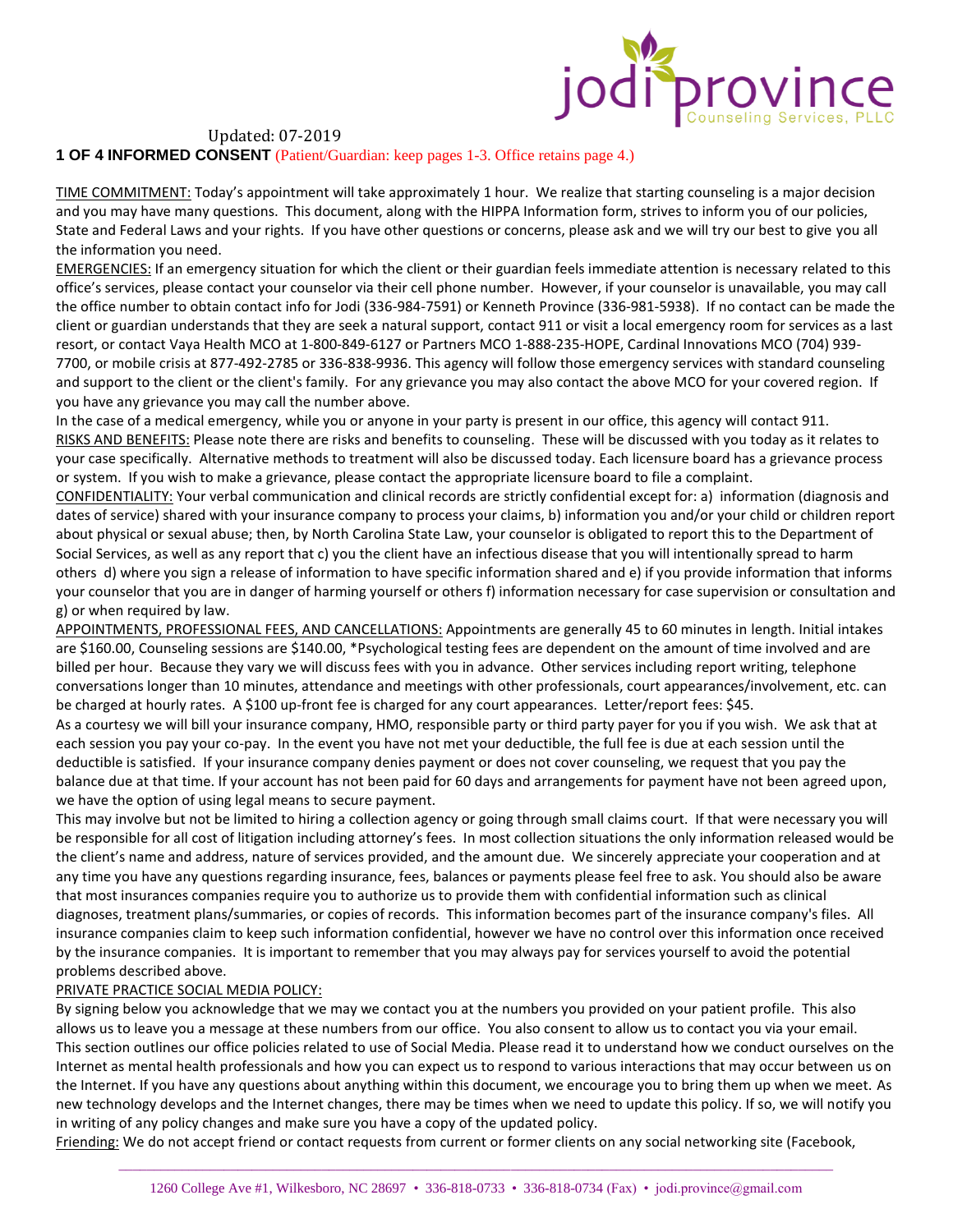Updated: 07-2019

**1 OF 4 INFORMED CONSENT** (Patient/Guardian: keep pages 1-3. Office retains page 4.)

TIME COMMITMENT: Today's appointment will take approximately 1 hour. We realize that starting counseling is a major decision and you may have many questions. This document, along with the HIPPA Information form, strives to inform you of our policies, State and Federal Laws and your rights. If you have other questions or concerns, please ask and we will try our best to give you all the information you need.

EMERGENCIES: If an emergency situation for which the client or their guardian feels immediate attention is necessary related to this office's services, please contact your counselor via their cell phone number. However, if your counselor is unavailable, you may call the office number to obtain contact info for Jodi (336-984-7591) or Kenneth Province (336-981-5938). If no contact can be made the client or guardian understands that they are seek a natural support, contact 911 or visit a local emergency room for services as a last resort, or contact Vaya Health MCO at 1-800-849-6127 or Partners MCO 1-888-235-HOPE, Cardinal Innovations MCO (704) 939-7700, or mobile crisis at 877-492-2785 or 336-838-9936. This agency will follow those emergency services with standard counseling and support to the client or the client's family. For any grievance you may also contact the above MCO for your covered region. If you have any grievance you may call the number above.

In the case of a medical emergency, while you or anyone in your party is present in our office, this agency will contact 911.

RISKS AND BENEFITS: Please note there are risks and benefits to counseling. These will be discussed with you today as it relates to your case specifically. Alternative methods to treatment will also be discussed today. Each licensure board has a grievance process or system. If you wish to make a grievance, please contact the appropriate licensure board to file a complaint.

CONFIDENTIALITY: Your verbal communication and clinical records are strictly confidential except for: a) information (diagnosis and dates of service) shared with your insurance company to process your claims, b) information you and/or your child or children report about physical or sexual abuse; then, by North Carolina State Law, your counselor is obligated to report this to the Department of Social Services, as well as any report that c) you the client have an infectious disease that you will intentionally spread to harm others d) where you sign a release of information to have specific information shared and e) if you provide information that informs your counselor that you are in danger of harming yourself or others f) information necessary for case supervision or consultation and g) or when required by law.

APPOINTMENTS, PROFESSIONAL FEES, AND CANCELLATIONS: Appointments are generally 45 to 60 minutes in length. Initial intakes are $160.00, Counseling sessions are $140.00, *Psychological testing fees are dependent on the amount of time involved and are billed per hour. Because they vary we will discuss fees with you in advance. Other services including report writing, telephone conversations longer than 10 minutes, attendance and meetings with other professionals, court appearances/involvement, etc. can be charged at hourly rates. A $100 up-front fee is charged for any court appearances. Letter/report fees: $45.

As a courtesy we will bill your insurance company, HMO, responsible party or third party payer for you if you wish. We ask that at each session you pay your co-pay. In the event you have not met your deductible, the full fee is due at each session until the deductible is satisfied. If your insurance company denies payment or does not cover counseling, we request that you pay the balance due at that time. If your account has not been paid for 60 days and arrangements for payment have not been agreed upon, we have the option of using legal means to secure payment.

This may involve but not be limited to hiring a collection agency or going through small claims court. If that were necessary you will be responsible for all cost of litigation including attorney's fees. In most collection situations the only information released would be the client's name and address, nature of services provided, and the amount due. We sincerely appreciate your cooperation and at any time you have any questions regarding insurance, fees, balances or payments please feel free to ask. You should also be aware that most insurances companies require you to authorize us to provide them with confidential information such as clinical diagnoses, treatment plans/summaries, or copies of records. This information becomes part of the insurance company's files. All insurance companies claim to keep such information confidential, however we have no control over this information once received by the insurance companies. It is important to remember that you may always pay for services yourself to avoid the potential problems described above.

PRIVATE PRACTICE SOCIAL MEDIA POLICY:

By signing below you acknowledge that we may we contact you at the numbers you provided on your patient profile. This also allows us to leave you a message at these numbers from our office. You also consent to allow us to contact you via your email. This section outlines our office policies related to use of Social Media. Please read it to understand how we conduct ourselves on the Internet as mental health professionals and how you can expect us to respond to various interactions that may occur between us on the Internet. If you have any questions about anything within this document, we encourage you to bring them up when we meet. As new technology develops and the Internet changes, there may be times when we need to update this policy. If so, we will notify you in writing of any policy changes and make sure you have a copy of the updated policy.

Friending: We do not accept friend or contact requests from current or former clients on any social networking site (Facebook,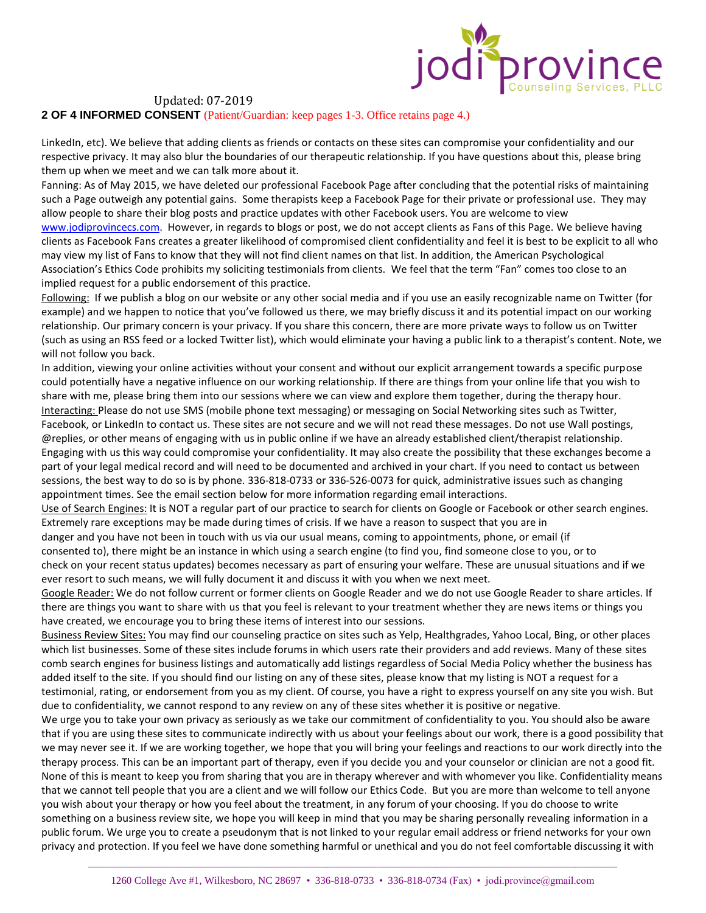Updated: 07-2019

**2 OF 4 INFORMED CONSENT** (Patient/Guardian: keep pages 1-3. Office retains page 4.)

LinkedIn, etc). We believe that adding clients as friends or contacts on these sites can compromise your confidentiality and our respective privacy. It may also blur the boundaries of our therapeutic relationship. If you have questions about this, please bring them up when we meet and we can talk more about it.

Fanning: As of May 2015, we have deleted our professional Facebook Page after concluding that the potential risks of maintaining such a Page outweigh any potential gains. Some therapists keep a Facebook Page for their private or professional use. They may allow people to share their blog posts and practice updates with other Facebook users. You are welcome to view www.jodiprovincecs.com. However, in regards to blogs or post, we do not accept clients as Fans of this Page. We believe having clients as Facebook Fans creates a greater likelihood of compromised client confidentiality and feel it is best to be explicit to all who may view my list of Fans to know that they will not find client names on that list. In addition, the American Psychological Association's Ethics Code prohibits my soliciting testimonials from clients. We feel that the term "Fan" comes too close to an implied request for a public endorsement of this practice.

Following: If we publish a blog on our website or any other social media and if you use an easily recognizable name on Twitter (for example) and we happen to notice that you've followed us there, we may briefly discuss it and its potential impact on our working relationship. Our primary concern is your privacy. If you share this concern, there are more private ways to follow us on Twitter (such as using an RSS feed or a locked Twitter list), which would eliminate your having a public link to a therapist's content. Note, we will not follow you back.

In addition, viewing your online activities without your consent and without our explicit arrangement towards a specific purpose could potentially have a negative influence on our working relationship. If there are things from your online life that you wish to share with me, please bring them into our sessions where we can view and explore them together, during the therapy hour.

Interacting: Please do not use SMS (mobile phone text messaging) or messaging on Social Networking sites such as Twitter, Facebook, or LinkedIn to contact us. These sites are not secure and we will not read these messages. Do not use Wall postings, @replies, or other means of engaging with us in public online if we have an already established client/therapist relationship. Engaging with us this way could compromise your confidentiality. It may also create the possibility that these exchanges become a part of your legal medical record and will need to be documented and archived in your chart. If you need to contact us between sessions, the best way to do so is by phone. 336-818-0733 or 336-526-0073 for quick, administrative issues such as changing appointment times. See the email section below for more information regarding email interactions.

Use of Search Engines: It is NOT a regular part of our practice to search for clients on Google or Facebook or other search engines. Extremely rare exceptions may be made during times of crisis. If we have a reason to suspect that you are in danger and you have not been in touch with us via our usual means, coming to appointments, phone, or email (if consented to), there might be an instance in which using a search engine (to find you, find someone close to you, or to check on your recent status updates) becomes necessary as part of ensuring your welfare. These are unusual situations and if we ever resort to such means, we will fully document it and discuss it with you when we next meet.

Google Reader: We do not follow current or former clients on Google Reader and we do not use Google Reader to share articles. If there are things you want to share with us that you feel is relevant to your treatment whether they are news items or things you have created, we encourage you to bring these items of interest into our sessions.

Business Review Sites: You may find our counseling practice on sites such as Yelp, Healthgrades, Yahoo Local, Bing, or other places which list businesses. Some of these sites include forums in which users rate their providers and add reviews. Many of these sites comb search engines for business listings and automatically add listings regardless of Social Media Policy whether the business has added itself to the site. If you should find our listing on any of these sites, please know that my listing is NOT a request for a testimonial, rating, or endorsement from you as my client. Of course, you have a right to express yourself on any site you wish. But due to confidentiality, we cannot respond to any review on any of these sites whether it is positive or negative.

We urge you to take your own privacy as seriously as we take our commitment of confidentiality to you. You should also be aware that if you are using these sites to communicate indirectly with us about your feelings about our work, there is a good possibility that we may never see it. If we are working together, we hope that you will bring your feelings and reactions to our work directly into the therapy process. This can be an important part of therapy, even if you decide you and your counselor or clinician are not a good fit. None of this is meant to keep you from sharing that you are in therapy wherever and with whomever you like. Confidentiality means that we cannot tell people that you are a client and we will follow our Ethics Code. But you are more than welcome to tell anyone you wish about your therapy or how you feel about the treatment, in any forum of your choosing. If you do choose to write something on a business review site, we hope you will keep in mind that you may be sharing personally revealing information in a public forum. We urge you to create a pseudonym that is not linked to your regular email address or friend networks for your own privacy and protection. If you feel we have done something harmful or unethical and you do not feel comfortable discussing it with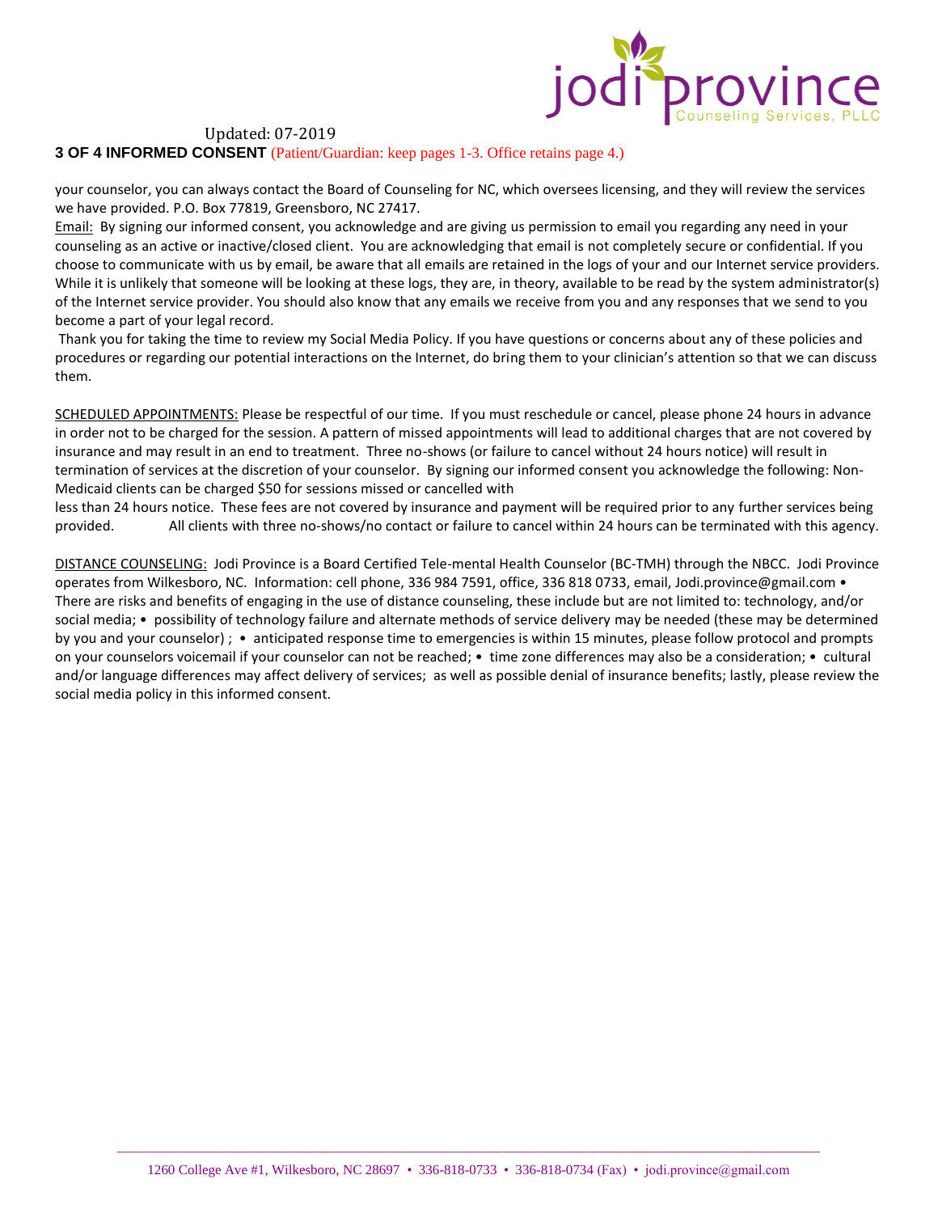your counselor, you can always contact the Board of Counseling for NC, which oversees licensing, and they will review the services we have provided. P.O. Box 77819, Greensboro, NC 27417.

Email: By signing our informed consent, you acknowledge and are giving us permission to email you regarding any need in your counseling as an active or inactive/closed client. You are acknowledging that email is not completely secure or confidential. If you choose to communicate with us by email, be aware that all emails are retained in the logs of your and our Internet service providers. While it is unlikely that someone will be looking at these logs, they are, in theory, available to be read by the system administrator(s) of the Internet service provider. You should also know that any emails we receive from you and any responses that we send to you become a part of your legal record.

Thank you for taking the time to review my Social Media Policy. If you have questions or concerns about any of these policies and procedures or regarding our potential interactions on the Internet, do bring them to your clinician's attention so that we can discuss them.

SCHEDULED APPOINTMENTS: Please be respectful of our time. If you must reschedule or cancel, please phone 24 hours in advance in order not to be charged for the session. A pattern of missed appointments will lead to additional charges that are not covered by insurance and may result in an end to treatment. Three no-shows (or failure to cancel without 24 hours notice) will result in termination of services at the discretion of your counselor. By signing our informed consent you acknowledge the following: Non-Medicaid clients can be charged $50 for sessions missed or cancelled with less than 24 hours notice. These fees are not covered by insurance and payment will be required prior to any further services being provided. All clients with three no-shows/no contact or failure to cancel within 24 hours can be terminated with this agency.

DISTANCE COUNSELING: Jodi Province is a Board Certified Tele-mental Health Counselor (BC-TMH) through the NBCC. Jodi Province operates from Wilkesboro, NC. Information: cell phone, 336 984 7591, office, 336 818 0733, email, Jodi.province@gmail.com • There are risks and benefits of engaging in the use of distance counseling, these include but are not limited to: technology, and/or social media; • possibility of technology failure and alternate methods of service delivery may be needed (these may be determined by you and your counselor) ; • anticipated response time to emergencies is within 15 minutes, please follow protocol and prompts on your counselors voicemail if your counselor can not be reached; • time zone differences may also be a consideration; • cultural and/or language differences may affect delivery of services; as well as possible denial of insurance benefits; lastly, please review the social media policy in this informed consent.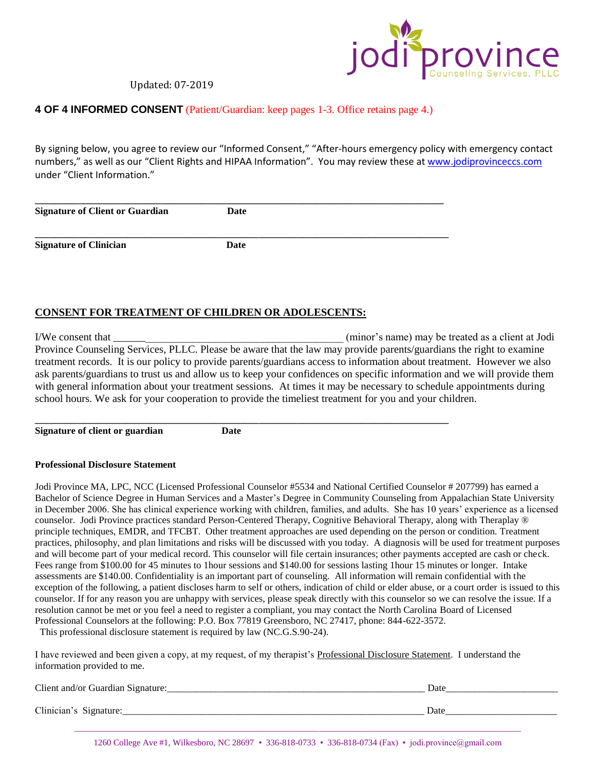Updated: 07-2019

## 4 OF 4 INFORMED CONSENT (Patient/Guardian: keep pages 1-3. Office retains page 4.)

By signing below, you agree to review our “Informed Consent,” “After-hours emergency policy with emergency contact numbers,” as well as our “Client Rights and HIPAA Information”. You may review these at www.jodiprovinceccs.com under “Client Information.”

_______________________________________________________________________________

**Signature of Client or Guardian** **Date**

_______________________________________________________________________________

**Signature of Clinician** **Date**

## CONSENT FOR TREATMENT OF CHILDREN OR ADOLESCENTS:

I/We consent that ___________________________________________ (minor’s name) may be treated as a client at Jodi Province Counseling Services, PLLC. Please be aware that the law may provide parents/guardians the right to examine treatment records. It is our policy to provide parents/guardians access to information about treatment. However we also ask parents/guardians to trust us and allow us to keep your confidences on specific information and we will provide them with general information about your treatment sessions. At times it may be necessary to schedule appointments during school hours. We ask for your cooperation to provide the timeliest treatment for you and your children.

_______________________________________________________________________________

**Signature of client or guardian** **Date**

**Professional Disclosure Statement**

Jodi Province MA, LPC, NCC (Licensed Professional Counselor #5534 and National Certified Counselor # 207799) has earned a Bachelor of Science Degree in Human Services and a Master’s Degree in Community Counseling from Appalachian State University in December 2006. She has clinical experience working with children, families, and adults. She has 10 years’ experience as a licensed counselor. Jodi Province practices standard Person-Centered Therapy, Cognitive Behavioral Therapy, along with Theraplay ® principle techniques, EMDR, and TFCBT. Other treatment approaches are used depending on the person or condition. Treatment practices, philosophy, and plan limitations and risks will be discussed with you today. A diagnosis will be used for treatment purposes and will become part of your medical record. This counselor will file certain insurances; other payments accepted are cash or check. Fees range from $100.00 for 45 minutes to 1hour sessions and $140.00 for sessions lasting 1hour 15 minutes or longer. Intake assessments are $140.00. Confidentiality is an important part of counseling. All information will remain confidential with the exception of the following, a patient discloses harm to self or others, indication of child or elder abuse, or a court order is issued to this counselor. If for any reason you are unhappy with services, please speak directly with this counselor so we can resolve the issue. If a resolution cannot be met or you feel a need to register a compliant, you may contact the North Carolina Board of Licensed Professional Counselors at the following: P.O. Box 77819 Greensboro, NC 27417, phone: 844-622-3572.
This professional disclosure statement is required by law (NC.G.S.90-24).

I have reviewed and been given a copy, at my request, of my therapist’s Professional Disclosure Statement. I understand the information provided to me.

Client and/or Guardian Signature:_____________________________________________________ Date______________________

Clinician’s Signature:_____________________________________________________________ Date______________________

1260 College Ave #1, Wilkesboro, NC 28697 • 336-818-0733 • 336-818-0734 (Fax) • jodi.province@gmail.com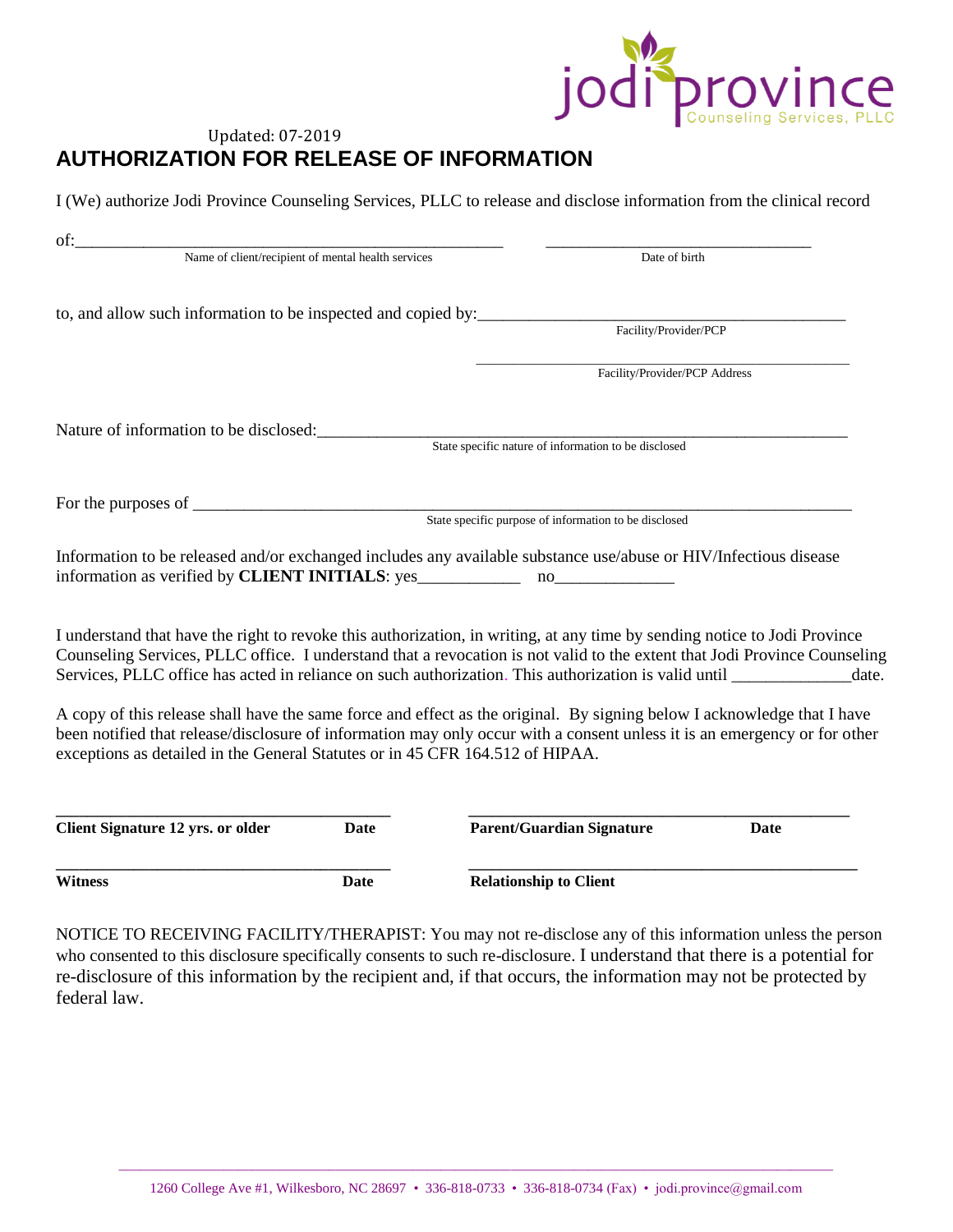jodi province
Counseling Services, PLLC

Updated: 07-2019

# AUTHORIZATION FOR RELEASE OF INFORMATION

I (We) authorize Jodi Province Counseling Services, PLLC to release and disclose information from the clinical record

of:_____________________________________________________ ________________________________
Name of client/recipient of mental health services Date of birth

to, and allow such information to be inspected and copied by:______________________________________________
Facility/Provider/PCP

______________________________________________
Facility/Provider/PCP Address

Nature of information to be disclosed:__________________________________________________________________
State specific nature of information to be disclosed

For the purposes of __________________________________________________________________________________
State specific purpose of information to be disclosed

Information to be released and/or exchanged includes any available substance use/abuse or HIV/Infectious disease information as verified by **CLIENT INITIALS**: yes____________ no______________

I understand that have the right to revoke this authorization, in writing, at any time by sending notice to Jodi Province Counseling Services, PLLC office. I understand that a revocation is not valid to the extent that Jodi Province Counseling Services, PLLC office has acted in reliance on such authorization. This authorization is valid until ______________date.

A copy of this release shall have the same force and effect as the original. By signing below I acknowledge that I have been notified that release/disclosure of information may only occur with a consent unless it is an emergency or for other exceptions as detailed in the General Statutes or in 45 CFR 164.512 of HIPAA.

_________________________________________ ______________________________________________
**Client Signature 12 yrs. or older** **Date** **Parent/Guardian Signature** **Date**

_________________________________________ ______________________________________________
**Witness** **Date** **Relationship to Client**

NOTICE TO RECEIVING FACILITY/THERAPIST: You may not re-disclose any of this information unless the person who consented to this disclosure specifically consents to such re-disclosure. I understand that there is a potential for re-disclosure of this information by the recipient and, if that occurs, the information may not be protected by federal law.

1260 College Ave #1, Wilkesboro, NC 28697 • 336-818-0733 • 336-818-0734 (Fax) • jodi.province@gmail.com